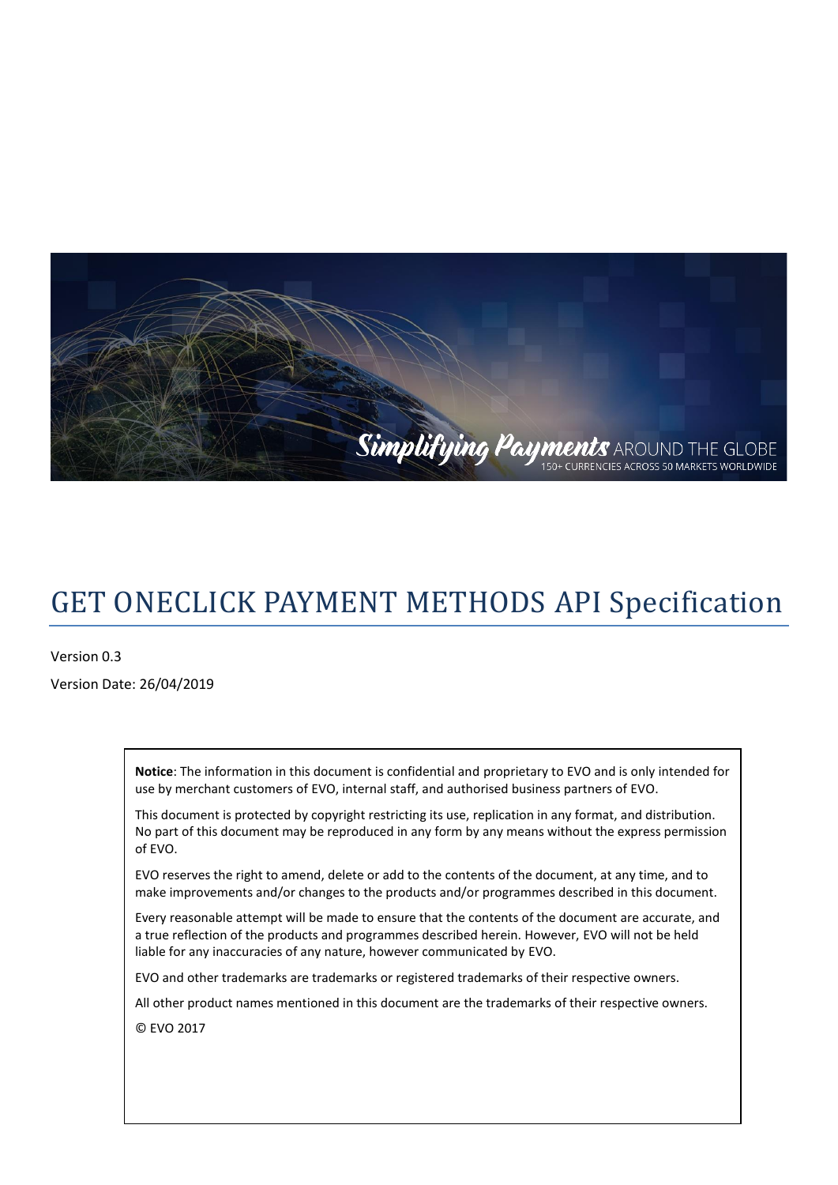# GET ONECLICK PAYMENT METHODS API Specification

Version 0.3

Version Date: 26/04/2019

**Notice**: The information in this document is confidential and proprietary to EVO and is only intended for use by merchant customers of EVO, internal staff, and authorised business partners of EVO.

This document is protected by copyright restricting its use, replication in any format, and distribution. No part of this document may be reproduced in any form by any means without the express permission of EVO.

EVO reserves the right to amend, delete or add to the contents of the document, at any time, and to make improvements and/or changes to the products and/or programmes described in this document.

Every reasonable attempt will be made to ensure that the contents of the document are accurate, and a true reflection of the products and programmes described herein. However, EVO will not be held liable for any inaccuracies of any nature, however communicated by EVO.

EVO and other trademarks are trademarks or registered trademarks of their respective owners.

All other product names mentioned in this document are the trademarks of their respective owners.

© EVO 2017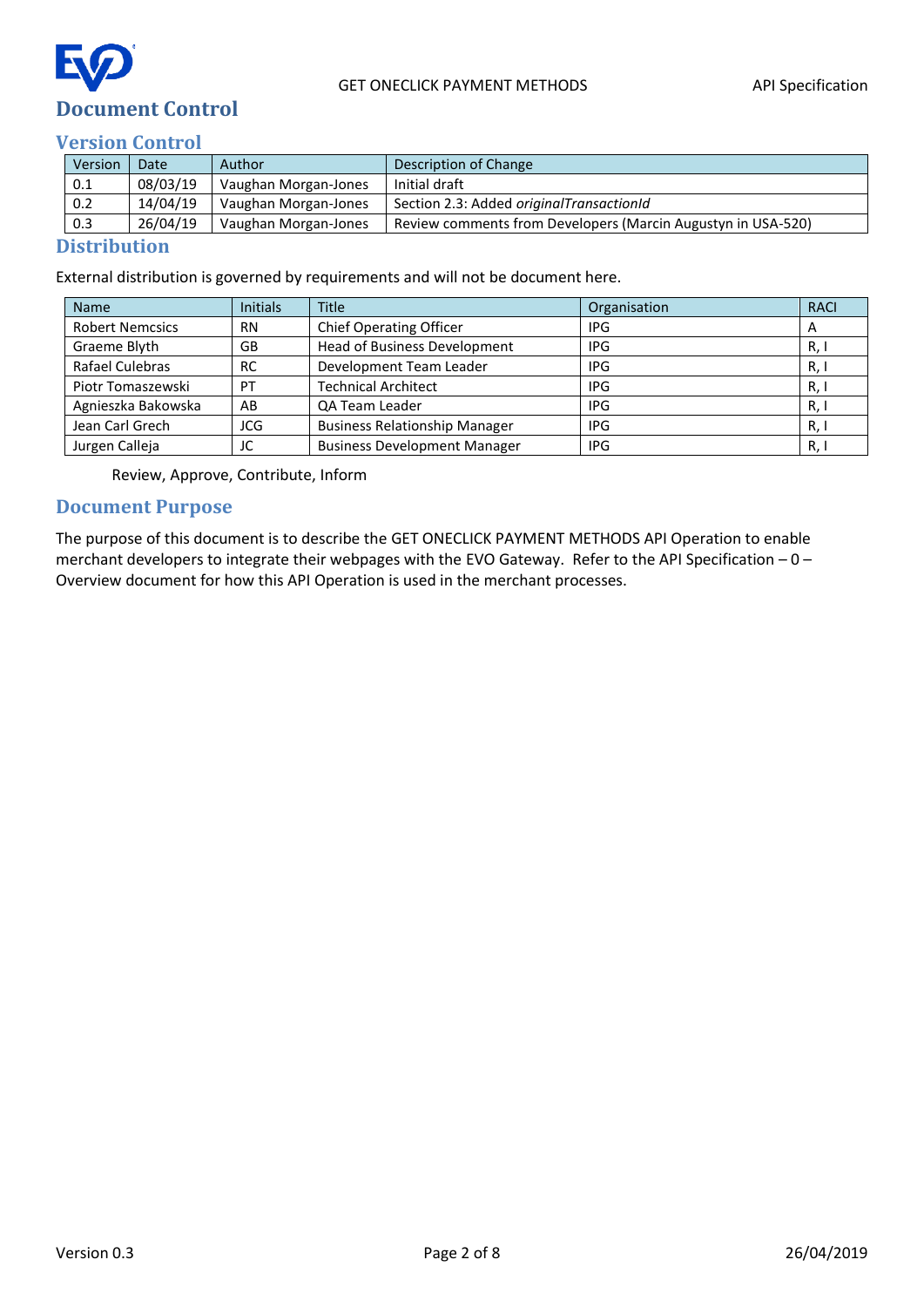# Document Control

## Version Control

| Version | Date | Author | Description of Change |
|---|---|---|---|
| 0.1 | 08/03/19 | Vaughan Morgan-Jones | Initial draft |
| 0.2 | 14/04/19 | Vaughan Morgan-Jones | Section 2.3: Added *originalTransactionId* |
| 0.3 | 26/04/19 | Vaughan Morgan-Jones | Review comments from Developers (Marcin Augustyn in USA-520) |

## Distribution

External distribution is governed by requirements and will not be document here.

| Name | Initials | Title | Organisation | RACI |
|---|---|---|---|---|
| Robert Nemcsics | RN | Chief Operating Officer | IPG | A |
| Graeme Blyth | GB | Head of Business Development | IPG | R, I |
| Rafael Culebras | RC | Development Team Leader | IPG | R, I |
| Piotr Tomaszewski | PT | Technical Architect | IPG | R, I |
| Agnieszka Bakowska | AB | QA Team Leader | IPG | R, I |
| Jean Carl Grech | JCG | Business Relationship Manager | IPG | R, I |
| Jurgen Calleja | JC | Business Development Manager | IPG | R, I |

Review, Approve, Contribute, Inform

## Document Purpose

The purpose of this document is to describe the GET ONECLICK PAYMENT METHODS API Operation to enable merchant developers to integrate their webpages with the EVO Gateway. Refer to the API Specification – 0 – Overview document for how this API Operation is used in the merchant processes.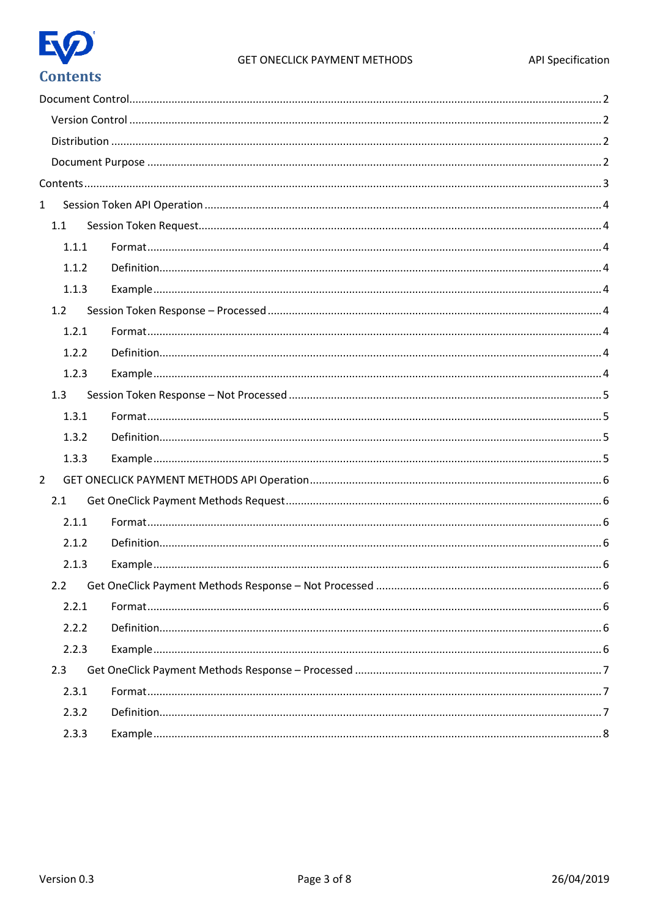# Contents

Document Control .......... 2

- Version Control .......... 2
- Distribution .......... 2
- Document Purpose .......... 2

Contents .......... 3

1 Session Token API Operation .......... 4

- 1.1 Session Token Request .......... 4
  - 1.1.1 Format .......... 4
  - 1.1.2 Definition .......... 4
  - 1.1.3 Example .......... 4
- 1.2 Session Token Response – Processed .......... 4
  - 1.2.1 Format .......... 4
  - 1.2.2 Definition .......... 4
  - 1.2.3 Example .......... 4
- 1.3 Session Token Response – Not Processed .......... 5
  - 1.3.1 Format .......... 5
  - 1.3.2 Definition .......... 5
  - 1.3.3 Example .......... 5

2 GET ONECLICK PAYMENT METHODS API Operation .......... 6

- 2.1 Get OneClick Payment Methods Request .......... 6
  - 2.1.1 Format .......... 6
  - 2.1.2 Definition .......... 6
  - 2.1.3 Example .......... 6
- 2.2 Get OneClick Payment Methods Response – Not Processed .......... 6
  - 2.2.1 Format .......... 6
  - 2.2.2 Definition .......... 6
  - 2.2.3 Example .......... 6
- 2.3 Get OneClick Payment Methods Response – Processed .......... 7
  - 2.3.1 Format .......... 7
  - 2.3.2 Definition .......... 7
  - 2.3.3 Example .......... 8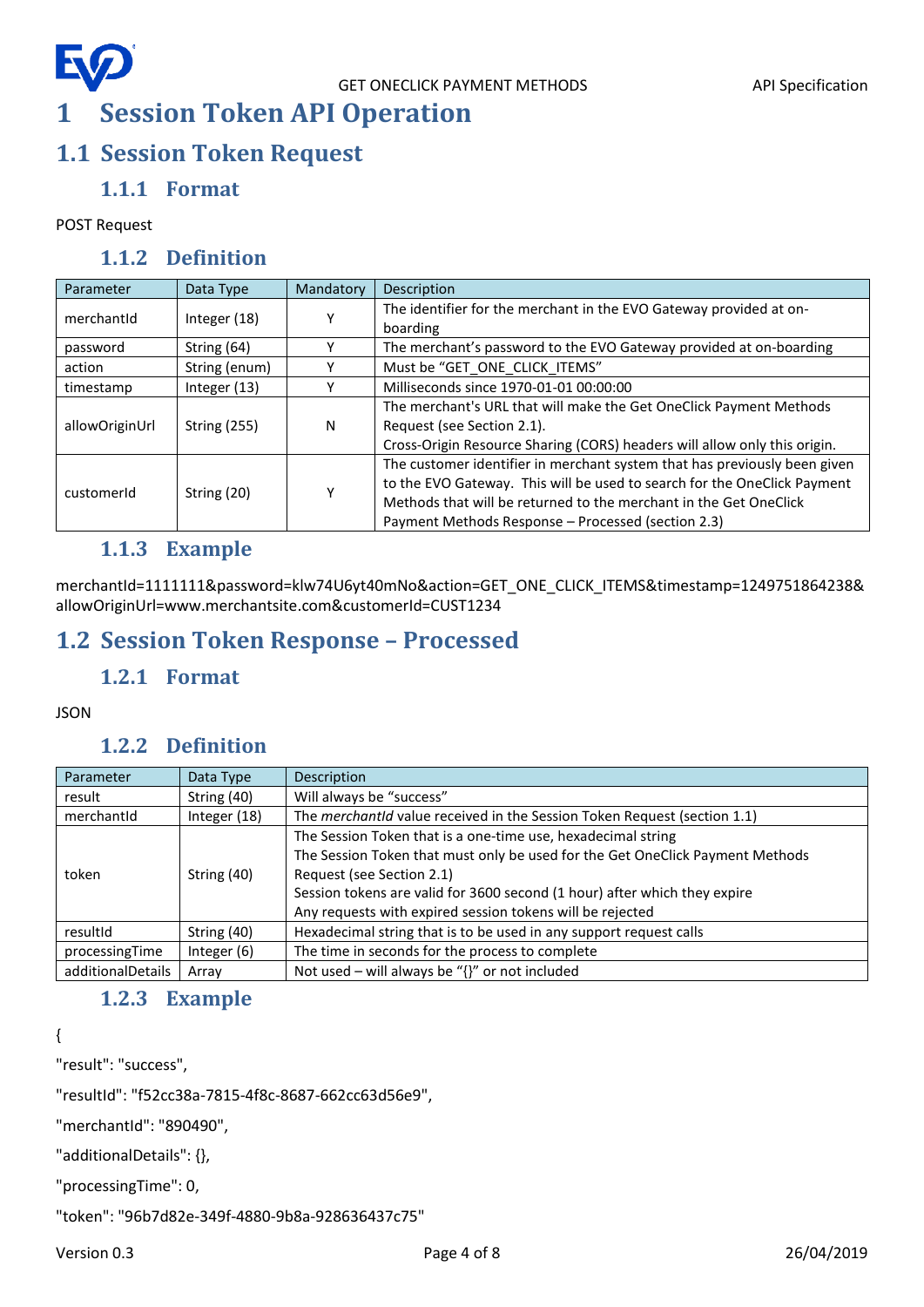# 1 Session Token API Operation

## 1.1 Session Token Request

### 1.1.1 Format

POST Request

### 1.1.2 Definition

| Parameter | Data Type | Mandatory | Description |
|---|---|---|---|
| merchantId | Integer (18) | Y | The identifier for the merchant in the EVO Gateway provided at on-boarding |
| password | String (64) | Y | The merchant's password to the EVO Gateway provided at on-boarding |
| action | String (enum) | Y | Must be "GET_ONE_CLICK_ITEMS" |
| timestamp | Integer (13) | Y | Milliseconds since 1970-01-01 00:00:00 |
| allowOriginUrl | String (255) | N | The merchant's URL that will make the Get OneClick Payment Methods Request (see Section 2.1).<br>Cross-Origin Resource Sharing (CORS) headers will allow only this origin. |
| customerId | String (20) | Y | The customer identifier in merchant system that has previously been given to the EVO Gateway. This will be used to search for the OneClick Payment Methods that will be returned to the merchant in the Get OneClick Payment Methods Response – Processed (section 2.3) |

### 1.1.3 Example

merchantId=1111111&password=klw74U6yt40mNo&action=GET_ONE_CLICK_ITEMS&timestamp=1249751864238&allowOriginUrl=www.merchantsite.com&customerId=CUST1234

## 1.2 Session Token Response – Processed

### 1.2.1 Format

JSON

### 1.2.2 Definition

| Parameter | Data Type | Description |
|---|---|---|
| result | String (40) | Will always be "success" |
| merchantId | Integer (18) | The *merchantId* value received in the Session Token Request (section 1.1) |
| token | String (40) | The Session Token that is a one-time use, hexadecimal string<br>The Session Token that must only be used for the Get OneClick Payment Methods Request (see Section 2.1)<br>Session tokens are valid for 3600 second (1 hour) after which they expire<br>Any requests with expired session tokens will be rejected |
| resultId | String (40) | Hexadecimal string that is to be used in any support request calls |
| processingTime | Integer (6) | The time in seconds for the process to complete |
| additionalDetails | Array | Not used – will always be "{}" or not included |

### 1.2.3 Example

```
{
"result": "success",
"resultId": "f52cc38a-7815-4f8c-8687-662cc63d56e9",
"merchantId": "890490",
"additionalDetails": {},
"processingTime": 0,
"token": "96b7d82e-349f-4880-9b8a-928636437c75"
```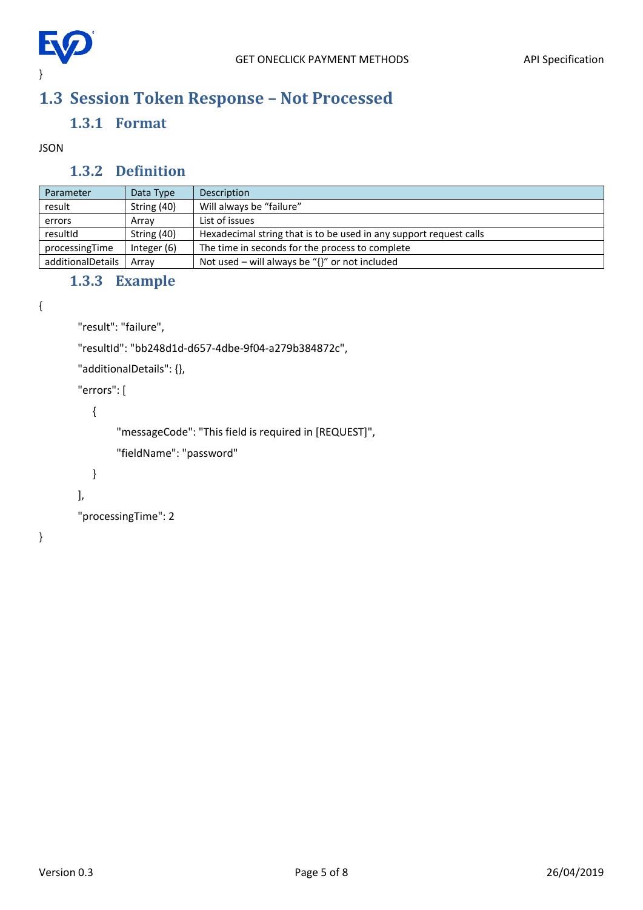}

## 1.3 Session Token Response – Not Processed

### 1.3.1 Format

JSON

### 1.3.2 Definition

| Parameter | Data Type | Description |
|---|---|---|
| result | String (40) | Will always be “failure” |
| errors | Array | List of issues |
| resultId | String (40) | Hexadecimal string that is to be used in any support request calls |
| processingTime | Integer (6) | The time in seconds for the process to complete |
| additionalDetails | Array | Not used – will always be “{}” or not included |

### 1.3.3 Example

```
{
    "result": "failure",
    "resultId": "bb248d1d-d657-4dbe-9f04-a279b384872c",
    "additionalDetails": {},
    "errors": [
        {
            "messageCode": "This field is required in [REQUEST]",
            "fieldName": "password"
        }
    ],
    "processingTime": 2
}
```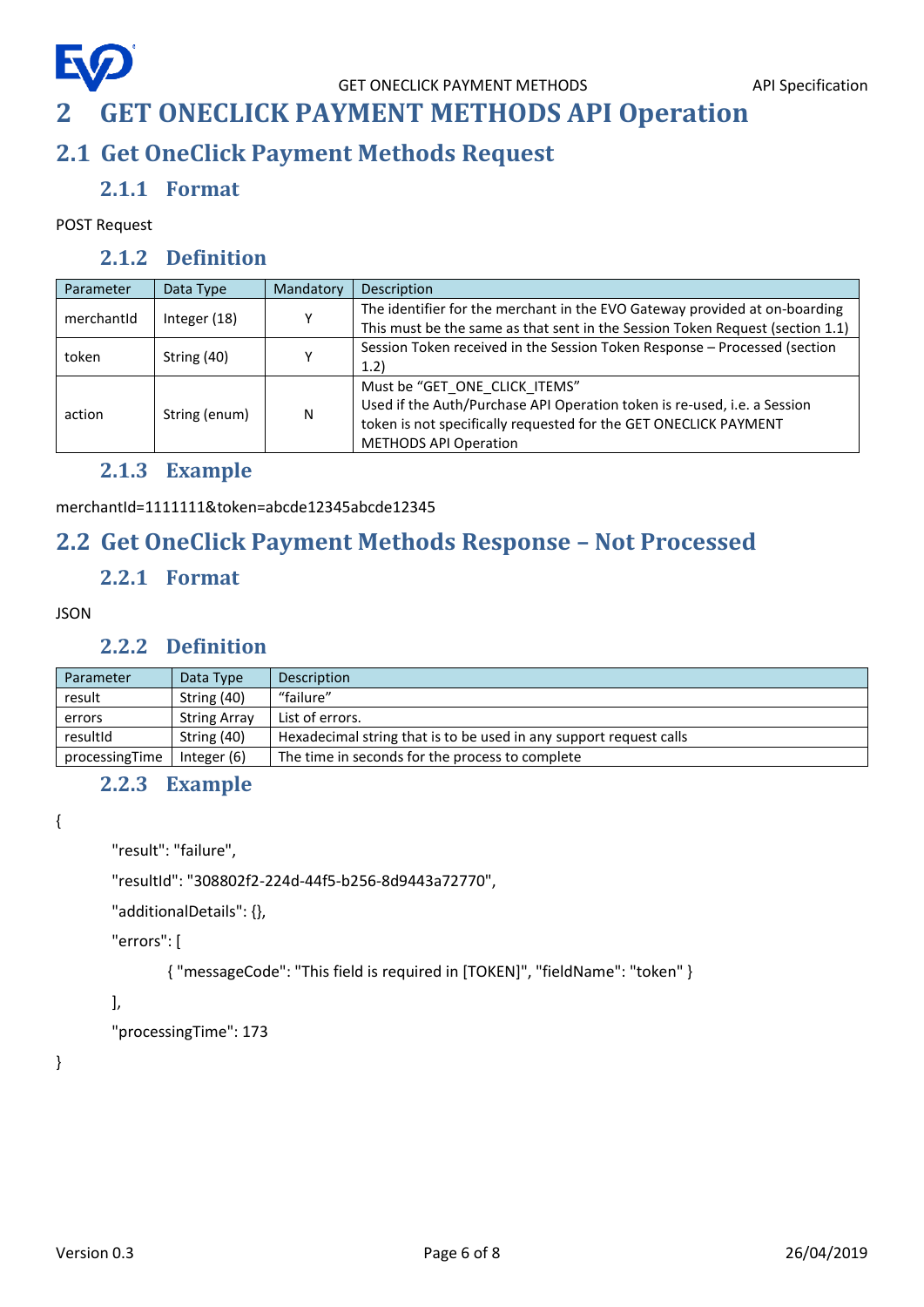# 2 GET ONECLICK PAYMENT METHODS API Operation

## 2.1 Get OneClick Payment Methods Request

### 2.1.1 Format

POST Request

### 2.1.2 Definition

| Parameter | Data Type | Mandatory | Description |
|---|---|---|---|
| merchantId | Integer (18) | Y | The identifier for the merchant in the EVO Gateway provided at on-boarding<br>This must be the same as that sent in the Session Token Request (section 1.1) |
| token | String (40) | Y | Session Token received in the Session Token Response – Processed (section 1.2) |
| action | String (enum) | N | Must be "GET_ONE_CLICK_ITEMS"<br>Used if the Auth/Purchase API Operation token is re-used, i.e. a Session token is not specifically requested for the GET ONECLICK PAYMENT METHODS API Operation |

### 2.1.3 Example

merchantId=1111111&token=abcde12345abcde12345

## 2.2 Get OneClick Payment Methods Response – Not Processed

### 2.2.1 Format

JSON

### 2.2.2 Definition

| Parameter | Data Type | Description |
|---|---|---|
| result | String (40) | "failure" |
| errors | String Array | List of errors. |
| resultId | String (40) | Hexadecimal string that is to be used in any support request calls |
| processingTime | Integer (6) | The time in seconds for the process to complete |

### 2.2.3 Example

```
{
    "result": "failure",
    "resultId": "308802f2-224d-44f5-b256-8d9443a72770",
    "additionalDetails": {},
    "errors": [
        { "messageCode": "This field is required in [TOKEN]", "fieldName": "token" }
    ],
    "processingTime": 173
}
```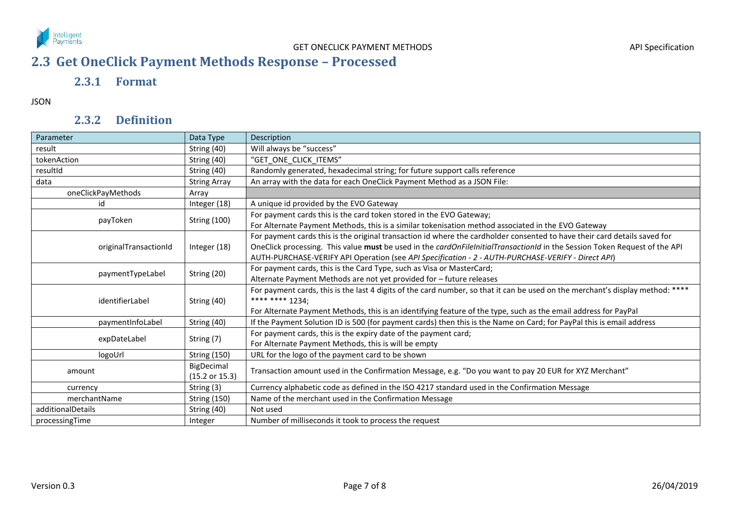## 2.3 Get OneClick Payment Methods Response – Processed

### 2.3.1 Format

JSON

### 2.3.2 Definition

| Parameter | Data Type | Description |
|---|---|---|
| result | String (40) | Will always be "success" |
| tokenAction | String (40) | "GET_ONE_CLICK_ITEMS" |
| resultId | String (40) | Randomly generated, hexadecimal string; for future support calls reference |
| data | String Array | An array with the data for each OneClick Payment Method as a JSON File: |
| oneClickPayMethods | Array | |
| id | Integer (18) | A unique id provided by the EVO Gateway |
| payToken | String (100) | For payment cards this is the card token stored in the EVO Gateway; For Alternate Payment Methods, this is a similar tokenisation method associated in the EVO Gateway |
| originalTransactionId | Integer (18) | For payment cards this is the original transaction id where the cardholder consented to have their card details saved for OneClick processing. This value **must** be used in the *cardOnFileInitialTransactionId* in the Session Token Request of the API AUTH-PURCHASE-VERIFY API Operation (see *API Specification - 2 - AUTH-PURCHASE-VERIFY - Direct API*) |
| paymentTypeLabel | String (20) | For payment cards, this is the Card Type, such as Visa or MasterCard; Alternate Payment Methods are not yet provided for – future releases |
| identifierLabel | String (40) | For payment cards, this is the last 4 digits of the card number, so that it can be used on the merchant's display method: **** **** **** 1234; For Alternate Payment Methods, this is an identifying feature of the type, such as the email address for PayPal |
| paymentInfoLabel | String (40) | If the Payment Solution ID is 500 (for payment cards) then this is the Name on Card; for PayPal this is email address |
| expDateLabel | String (7) | For payment cards, this is the expiry date of the payment card; For Alternate Payment Methods, this is will be empty |
| logoUrl | String (150) | URL for the logo of the payment card to be shown |
| amount | BigDecimal (15.2 or 15.3) | Transaction amount used in the Confirmation Message, e.g. "Do you want to pay 20 EUR for XYZ Merchant" |
| currency | String (3) | Currency alphabetic code as defined in the ISO 4217 standard used in the Confirmation Message |
| merchantName | String (150) | Name of the merchant used in the Confirmation Message |
| additionalDetails | String (40) | Not used |
| processingTime | Integer | Number of milliseconds it took to process the request |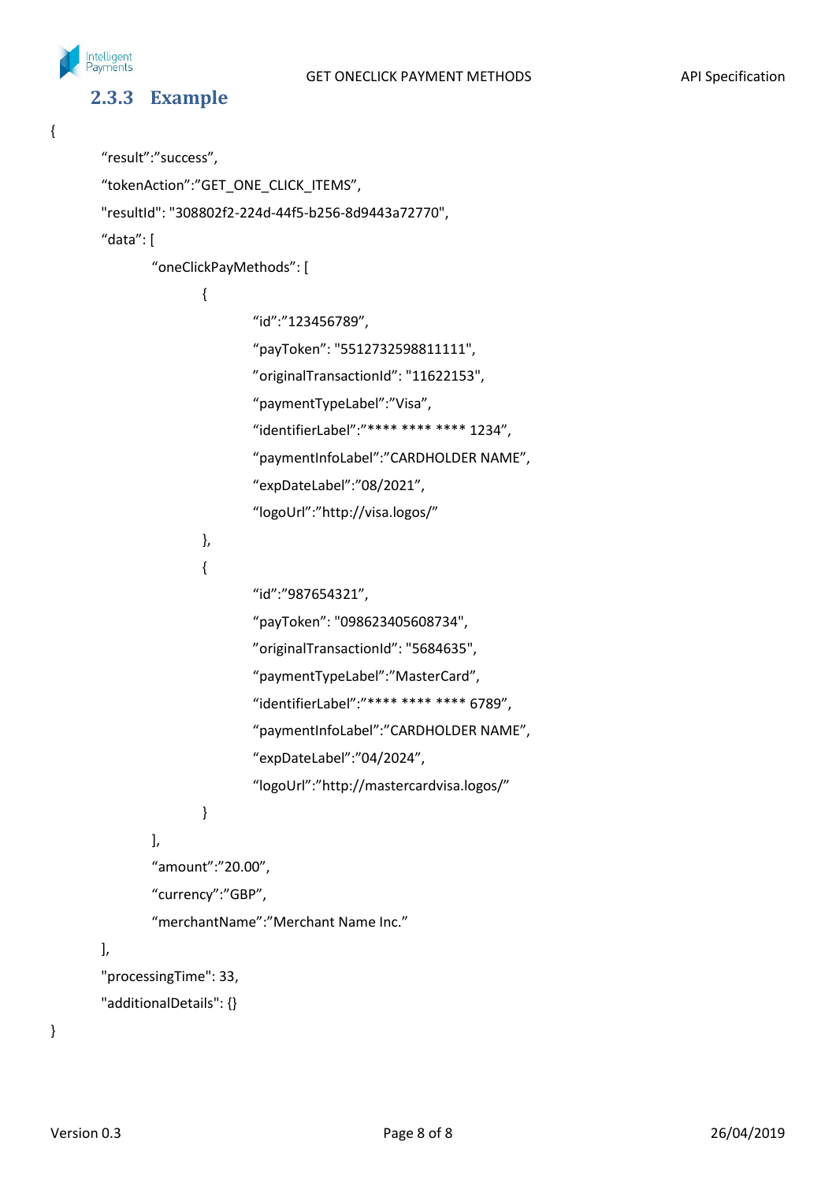### 2.3.3 Example

```
{
    “result”:”success”,
    “tokenAction”:”GET_ONE_CLICK_ITEMS”,
    "resultId": "308802f2-224d-44f5-b256-8d9443a72770",
    “data”: [
        “oneClickPayMethods”: [
            {
                “id”:”123456789”,
                “payToken”: "5512732598811111",
                ”originalTransactionId”: "11622153",
                “paymentTypeLabel”:”Visa”,
                “identifierLabel”:”**** **** **** 1234”,
                “paymentInfoLabel”:”CARDHOLDER NAME”,
                “expDateLabel”:”08/2021”,
                “logoUrl”:”http://visa.logos/”
            },
            {
                “id”:”987654321”,
                “payToken”: "098623405608734",
                ”originalTransactionId”: "5684635",
                “paymentTypeLabel”:”MasterCard”,
                “identifierLabel”:”**** **** **** 6789”,
                “paymentInfoLabel”:”CARDHOLDER NAME”,
                “expDateLabel”:”04/2024”,
                “logoUrl”:”http://mastercardvisa.logos/”
            }
        ],
        “amount”:”20.00”,
        “currency”:”GBP”,
        “merchantName”:”Merchant Name Inc.”
    ],
    "processingTime": 33,
    "additionalDetails": {}
}
```